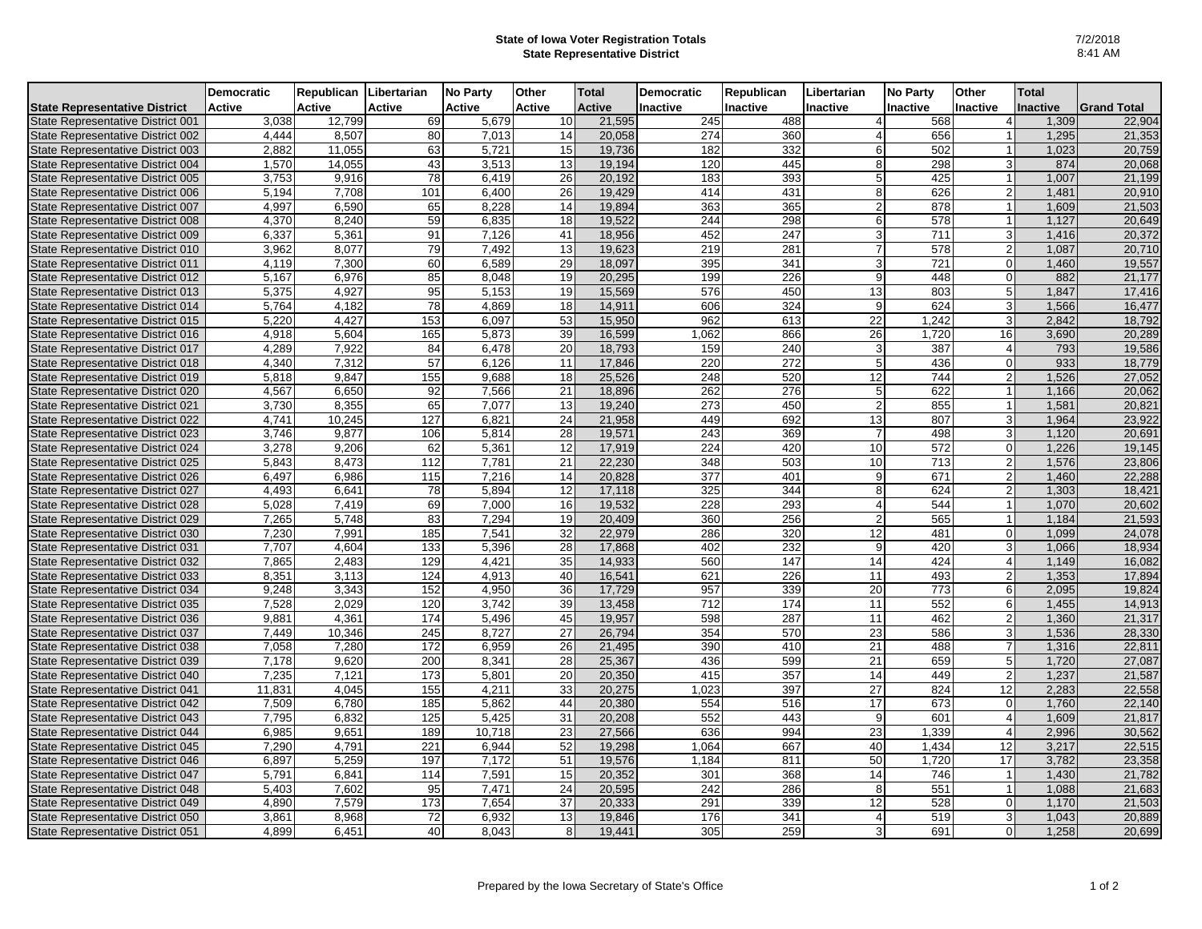**State of Iowa Voter Registration Totals**
**State Representative District**

7/2/2018
8:41 AM

| State Representative District | Democratic Active | Republican Active | Libertarian Active | No Party Active | Other Active | Total Active | Democratic Inactive | Republican Inactive | Libertarian Inactive | No Party Inactive | Other Inactive | Total Inactive | Grand Total |
|---|---|---|---|---|---|---|---|---|---|---|---|---|---|
| State Representative District 001 | 3,038 | 12,799 | 69 | 5,679 | 10 | 21,595 | 245 | 488 | 4 | 568 | 4 | 1,309 | 22,904 |
| State Representative District 002 | 4,444 | 8,507 | 80 | 7,013 | 14 | 20,058 | 274 | 360 | 4 | 656 | 1 | 1,295 | 21,353 |
| State Representative District 003 | 2,882 | 11,055 | 63 | 5,721 | 15 | 19,736 | 182 | 332 | 6 | 502 | 1 | 1,023 | 20,759 |
| State Representative District 004 | 1,570 | 14,055 | 43 | 3,513 | 13 | 19,194 | 120 | 445 | 8 | 298 | 3 | 874 | 20,068 |
| State Representative District 005 | 3,753 | 9,916 | 78 | 6,419 | 26 | 20,192 | 183 | 393 | 5 | 425 | 1 | 1,007 | 21,199 |
| State Representative District 006 | 5,194 | 7,708 | 101 | 6,400 | 26 | 19,429 | 414 | 431 | 8 | 626 | 2 | 1,481 | 20,910 |
| State Representative District 007 | 4,997 | 6,590 | 65 | 8,228 | 14 | 19,894 | 363 | 365 | 2 | 878 | 1 | 1,609 | 21,503 |
| State Representative District 008 | 4,370 | 8,240 | 59 | 6,835 | 18 | 19,522 | 244 | 298 | 6 | 578 | 1 | 1,127 | 20,649 |
| State Representative District 009 | 6,337 | 5,361 | 91 | 7,126 | 41 | 18,956 | 452 | 247 | 3 | 711 | 3 | 1,416 | 20,372 |
| State Representative District 010 | 3,962 | 8,077 | 79 | 7,492 | 13 | 19,623 | 219 | 281 | 7 | 578 | 2 | 1,087 | 20,710 |
| State Representative District 011 | 4,119 | 7,300 | 60 | 6,589 | 29 | 18,097 | 395 | 341 | 3 | 721 | 0 | 1,460 | 19,557 |
| State Representative District 012 | 5,167 | 6,976 | 85 | 8,048 | 19 | 20,295 | 199 | 226 | 9 | 448 | 0 | 882 | 21,177 |
| State Representative District 013 | 5,375 | 4,927 | 95 | 5,153 | 19 | 15,569 | 576 | 450 | 13 | 803 | 5 | 1,847 | 17,416 |
| State Representative District 014 | 5,764 | 4,182 | 78 | 4,869 | 18 | 14,911 | 606 | 324 | 9 | 624 | 3 | 1,566 | 16,477 |
| State Representative District 015 | 5,220 | 4,427 | 153 | 6,097 | 53 | 15,950 | 962 | 613 | 22 | 1,242 | 3 | 2,842 | 18,792 |
| State Representative District 016 | 4,918 | 5,604 | 165 | 5,873 | 39 | 16,599 | 1,062 | 866 | 26 | 1,720 | 16 | 3,690 | 20,289 |
| State Representative District 017 | 4,289 | 7,922 | 84 | 6,478 | 20 | 18,793 | 159 | 240 | 3 | 387 | 4 | 793 | 19,586 |
| State Representative District 018 | 4,340 | 7,312 | 57 | 6,126 | 11 | 17,846 | 220 | 272 | 5 | 436 | 0 | 933 | 18,779 |
| State Representative District 019 | 5,818 | 9,847 | 155 | 9,688 | 18 | 25,526 | 248 | 520 | 12 | 744 | 2 | 1,526 | 27,052 |
| State Representative District 020 | 4,567 | 6,650 | 92 | 7,566 | 21 | 18,896 | 262 | 276 | 5 | 622 | 1 | 1,166 | 20,062 |
| State Representative District 021 | 3,730 | 8,355 | 65 | 7,077 | 13 | 19,240 | 273 | 450 | 2 | 855 | 1 | 1,581 | 20,821 |
| State Representative District 022 | 4,741 | 10,245 | 127 | 6,821 | 24 | 21,958 | 449 | 692 | 13 | 807 | 3 | 1,964 | 23,922 |
| State Representative District 023 | 3,746 | 9,877 | 106 | 5,814 | 28 | 19,571 | 243 | 369 | 7 | 498 | 3 | 1,120 | 20,691 |
| State Representative District 024 | 3,278 | 9,206 | 62 | 5,361 | 12 | 17,919 | 224 | 420 | 10 | 572 | 0 | 1,226 | 19,145 |
| State Representative District 025 | 5,843 | 8,473 | 112 | 7,781 | 21 | 22,230 | 348 | 503 | 10 | 713 | 2 | 1,576 | 23,806 |
| State Representative District 026 | 6,497 | 6,986 | 115 | 7,216 | 14 | 20,828 | 377 | 401 | 9 | 671 | 2 | 1,460 | 22,288 |
| State Representative District 027 | 4,493 | 6,641 | 78 | 5,894 | 12 | 17,118 | 325 | 344 | 8 | 624 | 2 | 1,303 | 18,421 |
| State Representative District 028 | 5,028 | 7,419 | 69 | 7,000 | 16 | 19,532 | 228 | 293 | 4 | 544 | 1 | 1,070 | 20,602 |
| State Representative District 029 | 7,265 | 5,748 | 83 | 7,294 | 19 | 20,409 | 360 | 256 | 2 | 565 | 1 | 1,184 | 21,593 |
| State Representative District 030 | 7,230 | 7,991 | 185 | 7,541 | 32 | 22,979 | 286 | 320 | 12 | 481 | 0 | 1,099 | 24,078 |
| State Representative District 031 | 7,707 | 4,604 | 133 | 5,396 | 28 | 17,868 | 402 | 232 | 9 | 420 | 3 | 1,066 | 18,934 |
| State Representative District 032 | 7,865 | 2,483 | 129 | 4,421 | 35 | 14,933 | 560 | 147 | 14 | 424 | 4 | 1,149 | 16,082 |
| State Representative District 033 | 8,351 | 3,113 | 124 | 4,913 | 40 | 16,541 | 621 | 226 | 11 | 493 | 2 | 1,353 | 17,894 |
| State Representative District 034 | 9,248 | 3,343 | 152 | 4,950 | 36 | 17,729 | 957 | 339 | 20 | 773 | 6 | 2,095 | 19,824 |
| State Representative District 035 | 7,528 | 2,029 | 120 | 3,742 | 39 | 13,458 | 712 | 174 | 11 | 552 | 6 | 1,455 | 14,913 |
| State Representative District 036 | 9,881 | 4,361 | 174 | 5,496 | 45 | 19,957 | 598 | 287 | 11 | 462 | 2 | 1,360 | 21,317 |
| State Representative District 037 | 7,449 | 10,346 | 245 | 8,727 | 27 | 26,794 | 354 | 570 | 23 | 586 | 3 | 1,536 | 28,330 |
| State Representative District 038 | 7,058 | 7,280 | 172 | 6,959 | 26 | 21,495 | 390 | 410 | 21 | 488 | 7 | 1,316 | 22,811 |
| State Representative District 039 | 7,178 | 9,620 | 200 | 8,341 | 28 | 25,367 | 436 | 599 | 21 | 659 | 5 | 1,720 | 27,087 |
| State Representative District 040 | 7,235 | 7,121 | 173 | 5,801 | 20 | 20,350 | 415 | 357 | 14 | 449 | 2 | 1,237 | 21,587 |
| State Representative District 041 | 11,831 | 4,045 | 155 | 4,211 | 33 | 20,275 | 1,023 | 397 | 27 | 824 | 12 | 2,283 | 22,558 |
| State Representative District 042 | 7,509 | 6,780 | 185 | 5,862 | 44 | 20,380 | 554 | 516 | 17 | 673 | 0 | 1,760 | 22,140 |
| State Representative District 043 | 7,795 | 6,832 | 125 | 5,425 | 31 | 20,208 | 552 | 443 | 9 | 601 | 4 | 1,609 | 21,817 |
| State Representative District 044 | 6,985 | 9,651 | 189 | 10,718 | 23 | 27,566 | 636 | 994 | 23 | 1,339 | 4 | 2,996 | 30,562 |
| State Representative District 045 | 7,290 | 4,791 | 221 | 6,944 | 52 | 19,298 | 1,064 | 667 | 40 | 1,434 | 12 | 3,217 | 22,515 |
| State Representative District 046 | 6,897 | 5,259 | 197 | 7,172 | 51 | 19,576 | 1,184 | 811 | 50 | 1,720 | 17 | 3,782 | 23,358 |
| State Representative District 047 | 5,791 | 6,841 | 114 | 7,591 | 15 | 20,352 | 301 | 368 | 14 | 746 | 1 | 1,430 | 21,782 |
| State Representative District 048 | 5,403 | 7,602 | 95 | 7,471 | 24 | 20,595 | 242 | 286 | 8 | 551 | 1 | 1,088 | 21,683 |
| State Representative District 049 | 4,890 | 7,579 | 173 | 7,654 | 37 | 20,333 | 291 | 339 | 12 | 528 | 0 | 1,170 | 21,503 |
| State Representative District 050 | 3,861 | 8,968 | 72 | 6,932 | 13 | 19,846 | 176 | 341 | 4 | 519 | 3 | 1,043 | 20,889 |
| State Representative District 051 | 4,899 | 6,451 | 40 | 8,043 | 8 | 19,441 | 305 | 259 | 3 | 691 | 0 | 1,258 | 20,699 |

Prepared by the Iowa Secretary of State's Office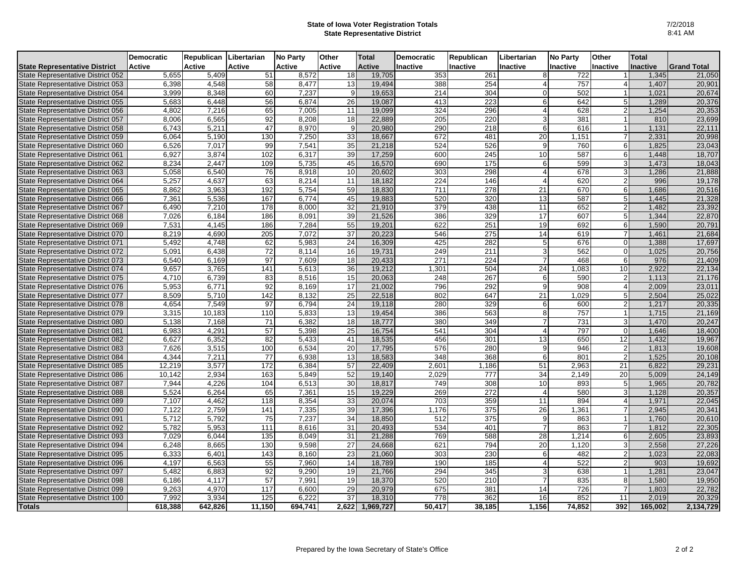**State of Iowa Voter Registration Totals**
**State Representative District**

7/2/2018
8:41 AM

| State Representative District | Democratic Active | Republican Active | Libertarian Active | No Party Active | Other Active | Total Active | Democratic Inactive | Republican Inactive | Libertarian Inactive | No Party Inactive | Other Inactive | Total Inactive | Grand Total |
|---|---|---|---|---|---|---|---|---|---|---|---|---|---|
| State Representative District 052 | 5,655 | 5,409 | 51 | 8,572 | 18 | 19,705 | 353 | 261 | 8 | 722 | 1 | 1,345 | 21,050 |
| State Representative District 053 | 6,398 | 4,548 | 58 | 8,477 | 13 | 19,494 | 388 | 254 | 4 | 757 | 4 | 1,407 | 20,901 |
| State Representative District 054 | 3,999 | 8,348 | 60 | 7,237 | 9 | 19,653 | 214 | 304 | 0 | 502 | 1 | 1,021 | 20,674 |
| State Representative District 055 | 5,683 | 6,448 | 56 | 6,874 | 26 | 19,087 | 413 | 223 | 6 | 642 | 5 | 1,289 | 20,376 |
| State Representative District 056 | 4,802 | 7,216 | 65 | 7,005 | 11 | 19,099 | 324 | 296 | 4 | 628 | 2 | 1,254 | 20,353 |
| State Representative District 057 | 8,006 | 6,565 | 92 | 8,208 | 18 | 22,889 | 205 | 220 | 3 | 381 | 1 | 810 | 23,699 |
| State Representative District 058 | 6,743 | 5,211 | 47 | 8,970 | 9 | 20,980 | 290 | 218 | 6 | 616 | 1 | 1,131 | 22,111 |
| State Representative District 059 | 6,064 | 5,190 | 130 | 7,250 | 33 | 18,667 | 672 | 481 | 20 | 1,151 | 7 | 2,331 | 20,998 |
| State Representative District 060 | 6,526 | 7,017 | 99 | 7,541 | 35 | 21,218 | 524 | 526 | 9 | 760 | 6 | 1,825 | 23,043 |
| State Representative District 061 | 6,927 | 3,874 | 102 | 6,317 | 39 | 17,259 | 600 | 245 | 10 | 587 | 6 | 1,448 | 18,707 |
| State Representative District 062 | 8,234 | 2,447 | 109 | 5,735 | 45 | 16,570 | 690 | 175 | 6 | 599 | 3 | 1,473 | 18,043 |
| State Representative District 063 | 5,058 | 6,540 | 76 | 8,918 | 10 | 20,602 | 303 | 298 | 4 | 678 | 3 | 1,286 | 21,888 |
| State Representative District 064 | 5,257 | 4,637 | 63 | 8,214 | 11 | 18,182 | 224 | 146 | 4 | 620 | 2 | 996 | 19,178 |
| State Representative District 065 | 8,862 | 3,963 | 192 | 5,754 | 59 | 18,830 | 711 | 278 | 21 | 670 | 6 | 1,686 | 20,516 |
| State Representative District 066 | 7,361 | 5,536 | 167 | 6,774 | 45 | 19,883 | 520 | 320 | 13 | 587 | 5 | 1,445 | 21,328 |
| State Representative District 067 | 6,490 | 7,210 | 178 | 8,000 | 32 | 21,910 | 379 | 438 | 11 | 652 | 2 | 1,482 | 23,392 |
| State Representative District 068 | 7,026 | 6,184 | 186 | 8,091 | 39 | 21,526 | 386 | 329 | 17 | 607 | 5 | 1,344 | 22,870 |
| State Representative District 069 | 7,531 | 4,145 | 186 | 7,284 | 55 | 19,201 | 622 | 251 | 19 | 692 | 6 | 1,590 | 20,791 |
| State Representative District 070 | 8,219 | 4,690 | 205 | 7,072 | 37 | 20,223 | 546 | 275 | 14 | 619 | 7 | 1,461 | 21,684 |
| State Representative District 071 | 5,492 | 4,748 | 62 | 5,983 | 24 | 16,309 | 425 | 282 | 5 | 676 | 0 | 1,388 | 17,697 |
| State Representative District 072 | 5,091 | 6,438 | 72 | 8,114 | 16 | 19,731 | 249 | 211 | 3 | 562 | 0 | 1,025 | 20,756 |
| State Representative District 073 | 6,540 | 6,169 | 97 | 7,609 | 18 | 20,433 | 271 | 224 | 7 | 468 | 6 | 976 | 21,409 |
| State Representative District 074 | 9,657 | 3,765 | 141 | 5,613 | 36 | 19,212 | 1,301 | 504 | 24 | 1,083 | 10 | 2,922 | 22,134 |
| State Representative District 075 | 4,710 | 6,739 | 83 | 8,516 | 15 | 20,063 | 248 | 267 | 6 | 590 | 2 | 1,113 | 21,176 |
| State Representative District 076 | 5,953 | 6,771 | 92 | 8,169 | 17 | 21,002 | 796 | 292 | 9 | 908 | 4 | 2,009 | 23,011 |
| State Representative District 077 | 8,509 | 5,710 | 142 | 8,132 | 25 | 22,518 | 802 | 647 | 21 | 1,029 | 5 | 2,504 | 25,022 |
| State Representative District 078 | 4,654 | 7,549 | 97 | 6,794 | 24 | 19,118 | 280 | 329 | 6 | 600 | 2 | 1,217 | 20,335 |
| State Representative District 079 | 3,315 | 10,183 | 110 | 5,833 | 13 | 19,454 | 386 | 563 | 8 | 757 | 1 | 1,715 | 21,169 |
| State Representative District 080 | 5,138 | 7,168 | 71 | 6,382 | 18 | 18,777 | 380 | 349 | 7 | 731 | 3 | 1,470 | 20,247 |
| State Representative District 081 | 6,983 | 4,291 | 57 | 5,398 | 25 | 16,754 | 541 | 304 | 4 | 797 | 0 | 1,646 | 18,400 |
| State Representative District 082 | 6,627 | 6,352 | 82 | 5,433 | 41 | 18,535 | 456 | 301 | 13 | 650 | 12 | 1,432 | 19,967 |
| State Representative District 083 | 7,626 | 3,515 | 100 | 6,534 | 20 | 17,795 | 576 | 280 | 9 | 946 | 2 | 1,813 | 19,608 |
| State Representative District 084 | 4,344 | 7,211 | 77 | 6,938 | 13 | 18,583 | 348 | 368 | 6 | 801 | 2 | 1,525 | 20,108 |
| State Representative District 085 | 12,219 | 3,577 | 172 | 6,384 | 57 | 22,409 | 2,601 | 1,186 | 51 | 2,963 | 21 | 6,822 | 29,231 |
| State Representative District 086 | 10,142 | 2,934 | 163 | 5,849 | 52 | 19,140 | 2,029 | 777 | 34 | 2,149 | 20 | 5,009 | 24,149 |
| State Representative District 087 | 7,944 | 4,226 | 104 | 6,513 | 30 | 18,817 | 749 | 308 | 10 | 893 | 5 | 1,965 | 20,782 |
| State Representative District 088 | 5,524 | 6,264 | 65 | 7,361 | 15 | 19,229 | 269 | 272 | 4 | 580 | 3 | 1,128 | 20,357 |
| State Representative District 089 | 7,107 | 4,462 | 118 | 8,354 | 33 | 20,074 | 703 | 359 | 11 | 894 | 4 | 1,971 | 22,045 |
| State Representative District 090 | 7,122 | 2,759 | 141 | 7,335 | 39 | 17,396 | 1,176 | 375 | 26 | 1,361 | 7 | 2,945 | 20,341 |
| State Representative District 091 | 5,712 | 5,792 | 75 | 7,237 | 34 | 18,850 | 512 | 375 | 9 | 863 | 1 | 1,760 | 20,610 |
| State Representative District 092 | 5,782 | 5,953 | 111 | 8,616 | 31 | 20,493 | 534 | 401 | 7 | 863 | 7 | 1,812 | 22,305 |
| State Representative District 093 | 7,029 | 6,044 | 135 | 8,049 | 31 | 21,288 | 769 | 588 | 28 | 1,214 | 6 | 2,605 | 23,893 |
| State Representative District 094 | 6,248 | 8,665 | 130 | 9,598 | 27 | 24,668 | 621 | 794 | 20 | 1,120 | 3 | 2,558 | 27,226 |
| State Representative District 095 | 6,333 | 6,401 | 143 | 8,160 | 23 | 21,060 | 303 | 230 | 6 | 482 | 2 | 1,023 | 22,083 |
| State Representative District 096 | 4,197 | 6,563 | 55 | 7,960 | 14 | 18,789 | 190 | 185 | 4 | 522 | 2 | 903 | 19,692 |
| State Representative District 097 | 5,482 | 6,883 | 92 | 9,290 | 19 | 21,766 | 294 | 345 | 3 | 638 | 1 | 1,281 | 23,047 |
| State Representative District 098 | 6,186 | 4,117 | 57 | 7,991 | 19 | 18,370 | 520 | 210 | 7 | 835 | 8 | 1,580 | 19,950 |
| State Representative District 099 | 9,263 | 4,970 | 117 | 6,600 | 29 | 20,979 | 675 | 381 | 14 | 726 | 7 | 1,803 | 22,782 |
| State Representative District 100 | 7,992 | 3,934 | 125 | 6,222 | 37 | 18,310 | 778 | 362 | 16 | 852 | 11 | 2,019 | 20,329 |
| **Totals** | **618,388** | **642,826** | **11,150** | **694,741** | **2,622** | **1,969,727** | **50,417** | **38,185** | **1,156** | **74,852** | **392** | **165,002** | **2,134,729** |

Prepared by the Iowa Secretary of State's Office